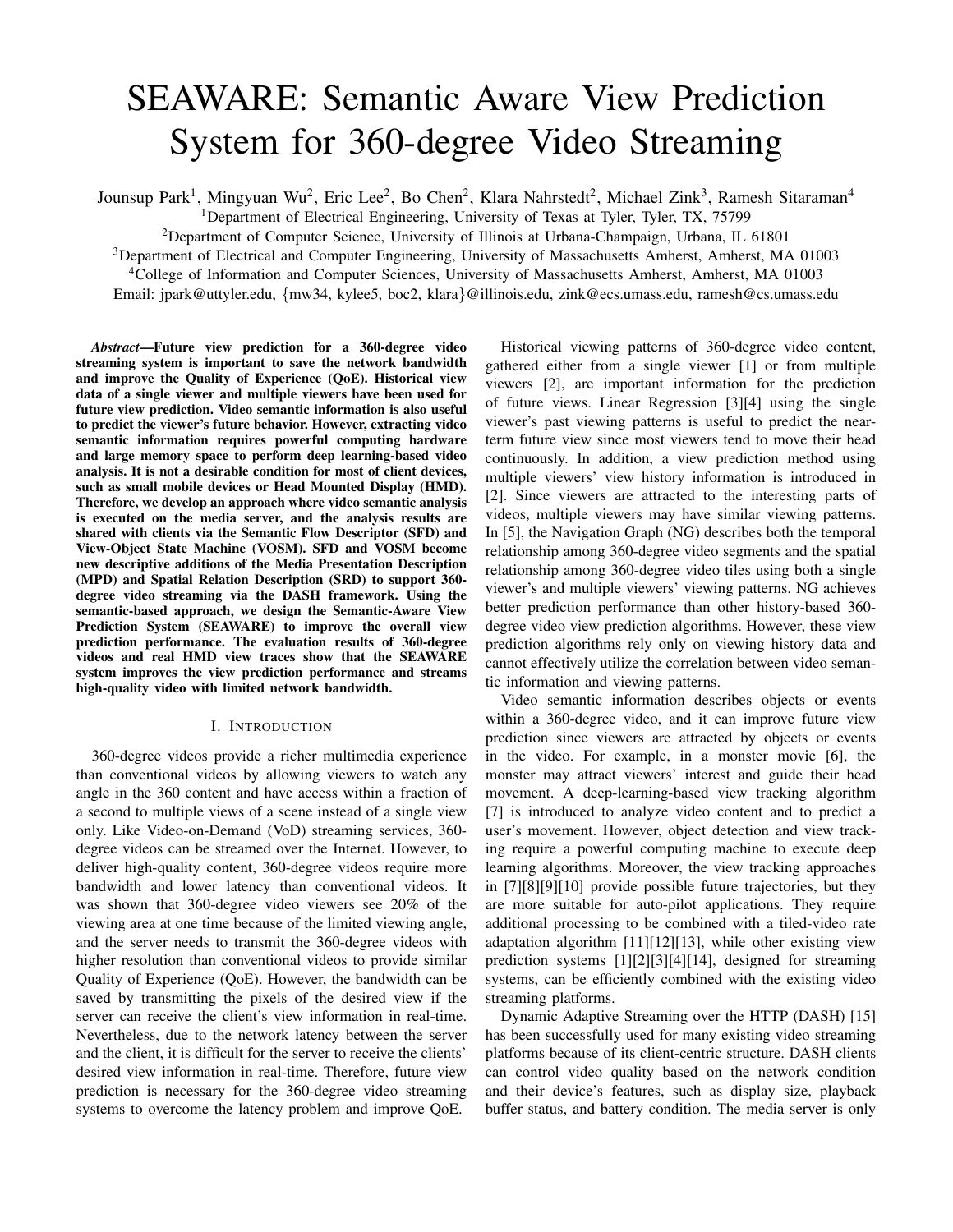# SEAWARE: Semantic Aware View Prediction System for 360-degree Video Streaming

Jounsup Park[1], Mingyuan Wu[2], Eric Lee[2], Bo Chen[2], Klara Nahrstedt[2], Michael Zink[3], Ramesh Sitaraman[4]

[1]Department of Electrical Engineering, University of Texas at Tyler, Tyler, TX, 75799

[2]Department of Computer Science, University of Illinois at Urbana-Champaign, Urbana, IL 61801

[3]Department of Electrical and Computer Engineering, University of Massachusetts Amherst, Amherst, MA 01003

[4]College of Information and Computer Sciences, University of Massachusetts Amherst, Amherst, MA 01003

Email: jpark@uttyler.edu, {mw34, kylee5, boc2, klara}@illinois.edu, zink@ecs.umass.edu, ramesh@cs.umass.edu

***Abstract*—Future view prediction for a 360-degree video streaming system is important to save the network bandwidth and improve the Quality of Experience (QoE). Historical view data of a single viewer and multiple viewers have been used for future view prediction. Video semantic information is also useful to predict the viewer's future behavior. However, extracting video semantic information requires powerful computing hardware and large memory space to perform deep learning-based video analysis. It is not a desirable condition for most of client devices, such as small mobile devices or Head Mounted Display (HMD). Therefore, we develop an approach where video semantic analysis is executed on the media server, and the analysis results are shared with clients via the Semantic Flow Descriptor (SFD) and View-Object State Machine (VOSM). SFD and VOSM become new descriptive additions of the Media Presentation Description (MPD) and Spatial Relation Description (SRD) to support 360-degree video streaming via the DASH framework. Using the semantic-based approach, we design the Semantic-Aware View Prediction System (SEAWARE) to improve the overall view prediction performance. The evaluation results of 360-degree videos and real HMD view traces show that the SEAWARE system improves the view prediction performance and streams high-quality video with limited network bandwidth.**

## I. Introduction

360-degree videos provide a richer multimedia experience than conventional videos by allowing viewers to watch any angle in the 360 content and have access within a fraction of a second to multiple views of a scene instead of a single view only. Like Video-on-Demand (VoD) streaming services, 360-degree videos can be streamed over the Internet. However, to deliver high-quality content, 360-degree videos require more bandwidth and lower latency than conventional videos. It was shown that 360-degree video viewers see 20% of the viewing area at one time because of the limited viewing angle, and the server needs to transmit the 360-degree videos with higher resolution than conventional videos to provide similar Quality of Experience (QoE). However, the bandwidth can be saved by transmitting the pixels of the desired view if the server can receive the client's view information in real-time. Nevertheless, due to the network latency between the server and the client, it is difficult for the server to receive the clients' desired view information in real-time. Therefore, future view prediction is necessary for the 360-degree video streaming systems to overcome the latency problem and improve QoE.

Historical viewing patterns of 360-degree video content, gathered either from a single viewer [1] or from multiple viewers [2], are important information for the prediction of future views. Linear Regression [3][4] using the single viewer's past viewing patterns is useful to predict the near-term future view since most viewers tend to move their head continuously. In addition, a view prediction method using multiple viewers' view history information is introduced in [2]. Since viewers are attracted to the interesting parts of videos, multiple viewers may have similar viewing patterns. In [5], the Navigation Graph (NG) describes both the temporal relationship among 360-degree video segments and the spatial relationship among 360-degree video tiles using both a single viewer's and multiple viewers' viewing patterns. NG achieves better prediction performance than other history-based 360-degree video view prediction algorithms. However, these view prediction algorithms rely only on viewing history data and cannot effectively utilize the correlation between video semantic information and viewing patterns.

Video semantic information describes objects or events within a 360-degree video, and it can improve future view prediction since viewers are attracted by objects or events in the video. For example, in a monster movie [6], the monster may attract viewers' interest and guide their head movement. A deep-learning-based view tracking algorithm [7] is introduced to analyze video content and to predict a user's movement. However, object detection and view tracking require a powerful computing machine to execute deep learning algorithms. Moreover, the view tracking approaches in [7][8][9][10] provide possible future trajectories, but they are more suitable for auto-pilot applications. They require additional processing to be combined with a tiled-video rate adaptation algorithm [11][12][13], while other existing view prediction systems [1][2][3][4][14], designed for streaming systems, can be efficiently combined with the existing video streaming platforms.

Dynamic Adaptive Streaming over the HTTP (DASH) [15] has been successfully used for many existing video streaming platforms because of its client-centric structure. DASH clients can control video quality based on the network condition and their device's features, such as display size, playback buffer status, and battery condition. The media server is only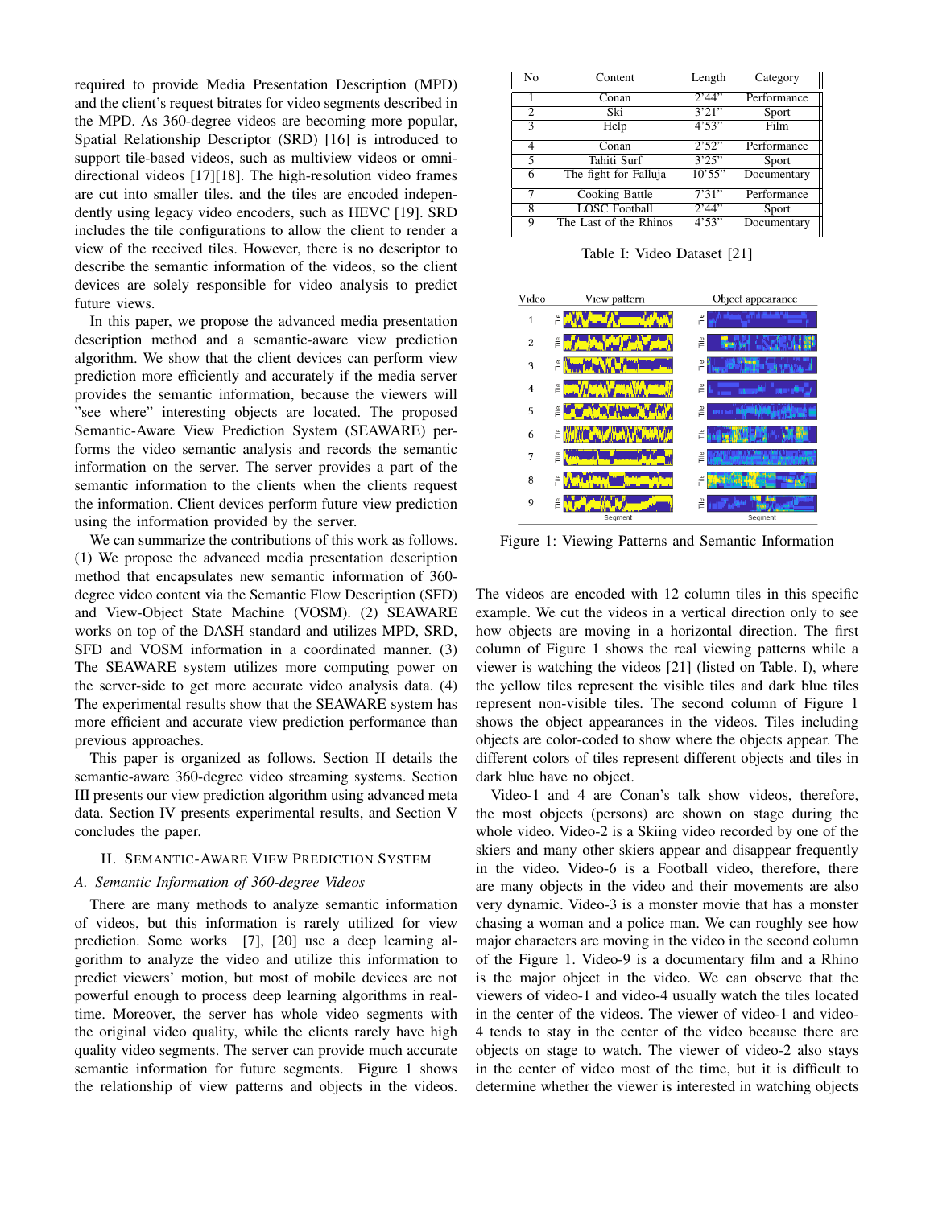required to provide Media Presentation Description (MPD) and the client's request bitrates for video segments described in the MPD. As 360-degree videos are becoming more popular, Spatial Relationship Descriptor (SRD) [16] is introduced to support tile-based videos, such as multiview videos or omnidirectional videos [17][18]. The high-resolution video frames are cut into smaller tiles. and the tiles are encoded independently using legacy video encoders, such as HEVC [19]. SRD includes the tile configurations to allow the client to render a view of the received tiles. However, there is no descriptor to describe the semantic information of the videos, so the client devices are solely responsible for video analysis to predict future views.

In this paper, we propose the advanced media presentation description method and a semantic-aware view prediction algorithm. We show that the client devices can perform view prediction more efficiently and accurately if the media server provides the semantic information, because the viewers will "see where" interesting objects are located. The proposed Semantic-Aware View Prediction System (SEAWARE) performs the video semantic analysis and records the semantic information on the server. The server provides a part of the semantic information to the clients when the clients request the information. Client devices perform future view prediction using the information provided by the server.

We can summarize the contributions of this work as follows. (1) We propose the advanced media presentation description method that encapsulates new semantic information of 360-degree video content via the Semantic Flow Description (SFD) and View-Object State Machine (VOSM). (2) SEAWARE works on top of the DASH standard and utilizes MPD, SRD, SFD and VOSM information in a coordinated manner. (3) The SEAWARE system utilizes more computing power on the server-side to get more accurate video analysis data. (4) The experimental results show that the SEAWARE system has more efficient and accurate view prediction performance than previous approaches.

This paper is organized as follows. Section II details the semantic-aware 360-degree video streaming systems. Section III presents our view prediction algorithm using advanced meta data. Section IV presents experimental results, and Section V concludes the paper.

## II. Semantic-Aware View Prediction System

### A. Semantic Information of 360-degree Videos

There are many methods to analyze semantic information of videos, but this information is rarely utilized for view prediction. Some works [7], [20] use a deep learning algorithm to analyze the video and utilize this information to predict viewers' motion, but most of mobile devices are not powerful enough to process deep learning algorithms in real-time. Moreover, the server has whole video segments with the original video quality, while the clients rarely have high quality video segments. The server can provide much accurate semantic information for future segments. Figure 1 shows the relationship of view patterns and objects in the videos.

| No | Content | Length | Category |
|---|---|---|---|
| 1 | Conan | 2'44" | Performance |
| 2 | Ski | 3'21" | Sport |
| 3 | Help | 4'53" | Film |
| 4 | Conan | 2'52" | Performance |
| 5 | Tahiti Surf | 3'25" | Sport |
| 6 | The fight for Falluja | 10'55" | Documentary |
| 7 | Cooking Battle | 7'31" | Performance |
| 8 | LOSC Football | 2'44" | Sport |
| 9 | The Last of the Rhinos | 4'53" | Documentary |

Table I: Video Dataset [21]

Figure 1: Viewing Patterns and Semantic Information

The videos are encoded with 12 column tiles in this specific example. We cut the videos in a vertical direction only to see how objects are moving in a horizontal direction. The first column of Figure 1 shows the real viewing patterns while a viewer is watching the videos [21] (listed on Table. I), where the yellow tiles represent the visible tiles and dark blue tiles represent non-visible tiles. The second column of Figure 1 shows the object appearances in the videos. Tiles including objects are color-coded to show where the objects appear. The different colors of tiles represent different objects and tiles in dark blue have no object.

Video-1 and 4 are Conan's talk show videos, therefore, the most objects (persons) are shown on stage during the whole video. Video-2 is a Skiing video recorded by one of the skiers and many other skiers appear and disappear frequently in the video. Video-6 is a Football video, therefore, there are many objects in the video and their movements are also very dynamic. Video-3 is a monster movie that has a monster chasing a woman and a police man. We can roughly see how major characters are moving in the video in the second column of the Figure 1. Video-9 is a documentary film and a Rhino is the major object in the video. We can observe that the viewers of video-1 and video-4 usually watch the tiles located in the center of the videos. The viewer of video-1 and video-4 tends to stay in the center of the video because there are objects on stage to watch. The viewer of video-2 also stays in the center of video most of the time, but it is difficult to determine whether the viewer is interested in watching objects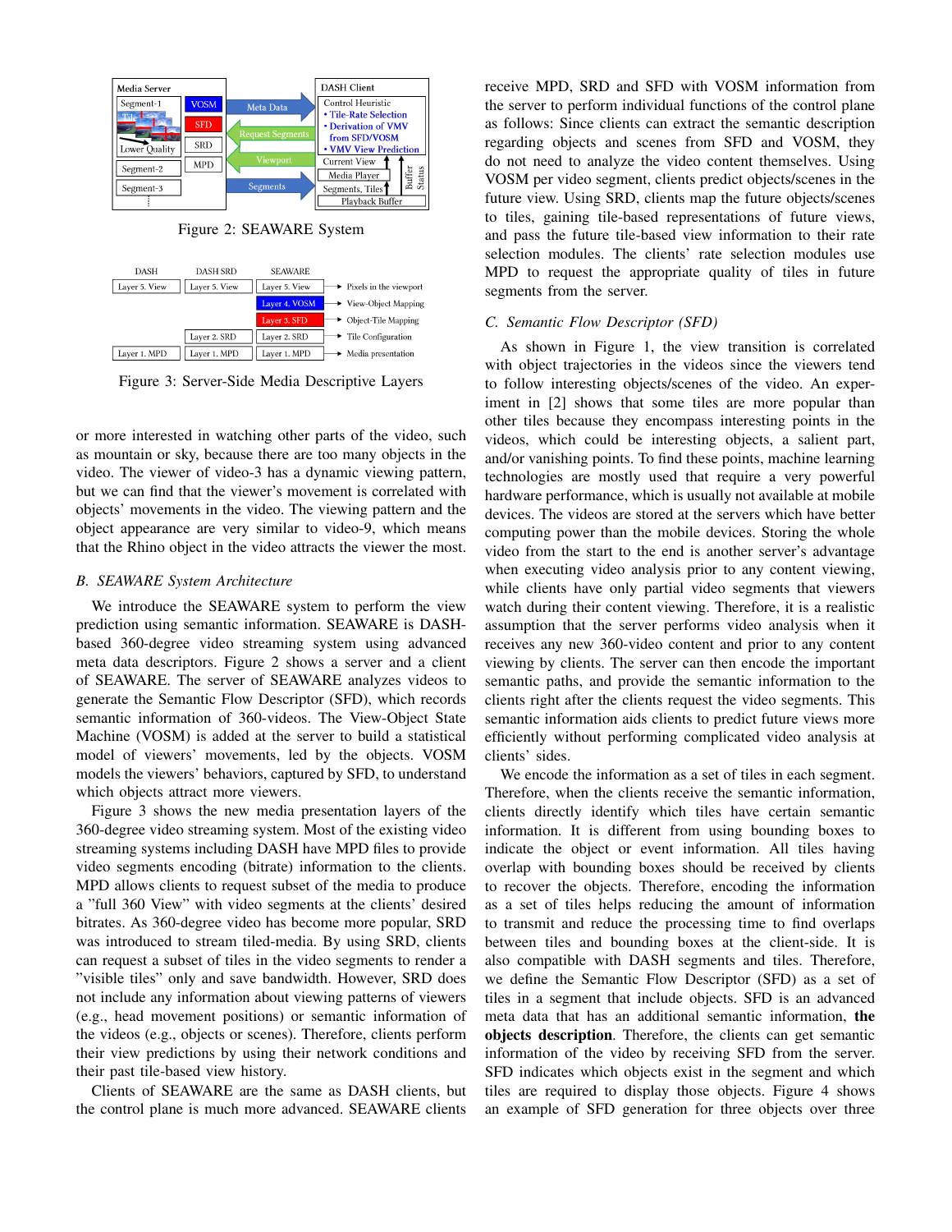Figure 2: SEAWARE System

Figure 3: Server-Side Media Descriptive Layers

or more interested in watching other parts of the video, such as mountain or sky, because there are too many objects in the video. The viewer of video-3 has a dynamic viewing pattern, but we can find that the viewer's movement is correlated with objects' movements in the video. The viewing pattern and the object appearance are very similar to video-9, which means that the Rhino object in the video attracts the viewer the most.

### *B. SEAWARE System Architecture*

We introduce the SEAWARE system to perform the view prediction using semantic information. SEAWARE is DASH-based 360-degree video streaming system using advanced meta data descriptors. Figure 2 shows a server and a client of SEAWARE. The server of SEAWARE analyzes videos to generate the Semantic Flow Descriptor (SFD), which records semantic information of 360-videos. The View-Object State Machine (VOSM) is added at the server to build a statistical model of viewers' movements, led by the objects. VOSM models the viewers' behaviors, captured by SFD, to understand which objects attract more viewers.

Figure 3 shows the new media presentation layers of the 360-degree video streaming system. Most of the existing video streaming systems including DASH have MPD files to provide video segments encoding (bitrate) information to the clients. MPD allows clients to request subset of the media to produce a "full 360 View" with video segments at the clients' desired bitrates. As 360-degree video has become more popular, SRD was introduced to stream tiled-media. By using SRD, clients can request a subset of tiles in the video segments to render a "visible tiles" only and save bandwidth. However, SRD does not include any information about viewing patterns of viewers (e.g., head movement positions) or semantic information of the videos (e.g., objects or scenes). Therefore, clients perform their view predictions by using their network conditions and their past tile-based view history.

Clients of SEAWARE are the same as DASH clients, but the control plane is much more advanced. SEAWARE clients receive MPD, SRD and SFD with VOSM information from the server to perform individual functions of the control plane as follows: Since clients can extract the semantic description regarding objects and scenes from SFD and VOSM, they do not need to analyze the video content themselves. Using VOSM per video segment, clients predict objects/scenes in the future view. Using SRD, clients map the future objects/scenes to tiles, gaining tile-based representations of future views, and pass the future tile-based view information to their rate selection modules. The clients' rate selection modules use MPD to request the appropriate quality of tiles in future segments from the server.

### *C. Semantic Flow Descriptor (SFD)*

As shown in Figure 1, the view transition is correlated with object trajectories in the videos since the viewers tend to follow interesting objects/scenes of the video. An experiment in [2] shows that some tiles are more popular than other tiles because they encompass interesting points in the videos, which could be interesting objects, a salient part, and/or vanishing points. To find these points, machine learning technologies are mostly used that require a very powerful hardware performance, which is usually not available at mobile devices. The videos are stored at the servers which have better computing power than the mobile devices. Storing the whole video from the start to the end is another server's advantage when executing video analysis prior to any content viewing, while clients have only partial video segments that viewers watch during their content viewing. Therefore, it is a realistic assumption that the server performs video analysis when it receives any new 360-video content and prior to any content viewing by clients. The server can then encode the important semantic paths, and provide the semantic information to the clients right after the clients request the video segments. This semantic information aids clients to predict future views more efficiently without performing complicated video analysis at clients' sides.

We encode the information as a set of tiles in each segment. Therefore, when the clients receive the semantic information, clients directly identify which tiles have certain semantic information. It is different from using bounding boxes to indicate the object or event information. All tiles having overlap with bounding boxes should be received by clients to recover the objects. Therefore, encoding the information as a set of tiles helps reducing the amount of information to transmit and reduce the processing time to find overlaps between tiles and bounding boxes at the client-side. It is also compatible with DASH segments and tiles. Therefore, we define the Semantic Flow Descriptor (SFD) as a set of tiles in a segment that include objects. SFD is an advanced meta data that has an additional semantic information, **the objects description**. Therefore, the clients can get semantic information of the video by receiving SFD from the server. SFD indicates which objects exist in the segment and which tiles are required to display those objects. Figure 4 shows an example of SFD generation for three objects over three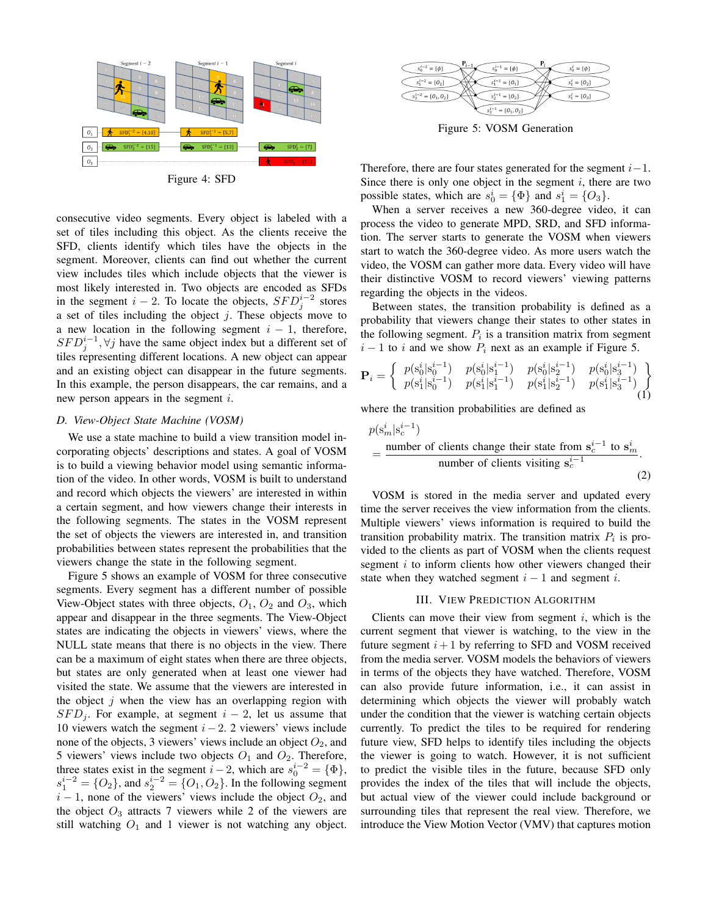Figure 4: SFD

consecutive video segments. Every object is labeled with a set of tiles including this object. As the clients receive the SFD, clients identify which tiles have the objects in the segment. Moreover, clients can find out whether the current view includes tiles which include objects that the viewer is most likely interested in. Two objects are encoded as SFDs in the segment $i-2$. To locate the objects, $SFD_j^{i-2}$ stores a set of tiles including the object $j$. These objects move to a new location in the following segment $i-1$, therefore, $SFD_j^{i-1}, \forall j$ have the same object index but a different set of tiles representing different locations. A new object can appear and an existing object can disappear in the future segments. In this example, the person disappears, the car remains, and a new person appears in the segment $i$.

### D. View-Object State Machine (VOSM)

We use a state machine to build a view transition model incorporating objects' descriptions and states. A goal of VOSM is to build a viewing behavior model using semantic information of the video. In other words, VOSM is built to understand and record which objects the viewers' are interested in within a certain segment, and how viewers change their interests in the following segments. The states in the VOSM represent the set of objects the viewers are interested in, and transition probabilities between states represent the probabilities that the viewers change the state in the following segment.

Figure 5 shows an example of VOSM for three consecutive segments. Every segment has a different number of possible View-Object states with three objects, $O_1$, $O_2$ and $O_3$, which appear and disappear in the three segments. The View-Object states are indicating the objects in viewers' views, where the NULL state means that there is no objects in the view. There can be a maximum of eight states when there are three objects, but states are only generated when at least one viewer had visited the state. We assume that the viewers are interested in the object $j$ when the view has an overlapping region with $SFD_j$. For example, at segment $i-2$, let us assume that 10 viewers watch the segment $i-2$. 2 viewers' views include none of the objects, 3 viewers' views include an object $O_2$, and 5 viewers' views include two objects $O_1$ and $O_2$. Therefore, three states exist in the segment $i-2$, which are $s_0^{i-2} = \{\Phi\}$, $s_1^{i-2} = \{O_2\}$, and $s_2^{i-2} = \{O_1, O_2\}$. In the following segment $i-1$, none of the viewers' views include the object $O_2$, and the object $O_3$ attracts 7 viewers while 2 of the viewers are still watching $O_1$ and 1 viewer is not watching any object.

Figure 5: VOSM Generation

Therefore, there are four states generated for the segment $i-1$. Since there is only one object in the segment $i$, there are two possible states, which are $s_0^i = \{\Phi\}$ and $s_1^i = \{O_3\}$.

When a server receives a new 360-degree video, it can process the video to generate MPD, SRD, and SFD information. The server starts to generate the VOSM when viewers start to watch the 360-degree video. As more users watch the video, the VOSM can gather more data. Every video will have their distinctive VOSM to record viewers' viewing patterns regarding the objects in the videos.

Between states, the transition probability is defined as a probability that viewers change their states to other states in the following segment. $P_i$ is a transition matrix from segment $i-1$ to $i$ and we show $P_i$ next as an example if Figure 5.

$$\mathbf{P}_i = \left\{ \begin{array}{cccc} p(s_0^i|s_0^{i-1}) & p(s_0^i|s_1^{i-1}) & p(s_0^i|s_2^{i-1}) & p(s_0^i|s_3^{i-1}) \\ p(s_1^i|s_0^{i-1}) & p(s_1^i|s_1^{i-1}) & p(s_1^i|s_2^{i-1}) & p(s_1^i|s_3^{i-1}) \end{array} \right\} \tag{1}$$

where the transition probabilities are defined as

$$p(s_m^i|s_c^{i-1}) = \frac{\text{number of clients change their state from } \mathbf{s}_c^{i-1} \text{ to } \mathbf{s}_m^i}{\text{number of clients visiting } \mathbf{s}_c^{i-1}}. \tag{2}$$

VOSM is stored in the media server and updated every time the server receives the view information from the clients. Multiple viewers' views information is required to build the transition probability matrix. The transition matrix $P_i$ is provided to the clients as part of VOSM when the clients request segment $i$ to inform clients how other viewers changed their state when they watched segment $i-1$ and segment $i$.

## III. View Prediction Algorithm

Clients can move their view from segment $i$, which is the current segment that viewer is watching, to the view in the future segment $i+1$ by referring to SFD and VOSM received from the media server. VOSM models the behaviors of viewers in terms of the objects they have watched. Therefore, VOSM can also provide future information, i.e., it can assist in determining which objects the viewer will probably watch under the condition that the viewer is watching certain objects currently. To predict the tiles to be required for rendering future view, SFD helps to identify tiles including the objects the viewer is going to watch. However, it is not sufficient to predict the visible tiles in the future, because SFD only provides the index of the tiles that will include the objects, but actual view of the viewer could include background or surrounding tiles that represent the real view. Therefore, we introduce the View Motion Vector (VMV) that captures motion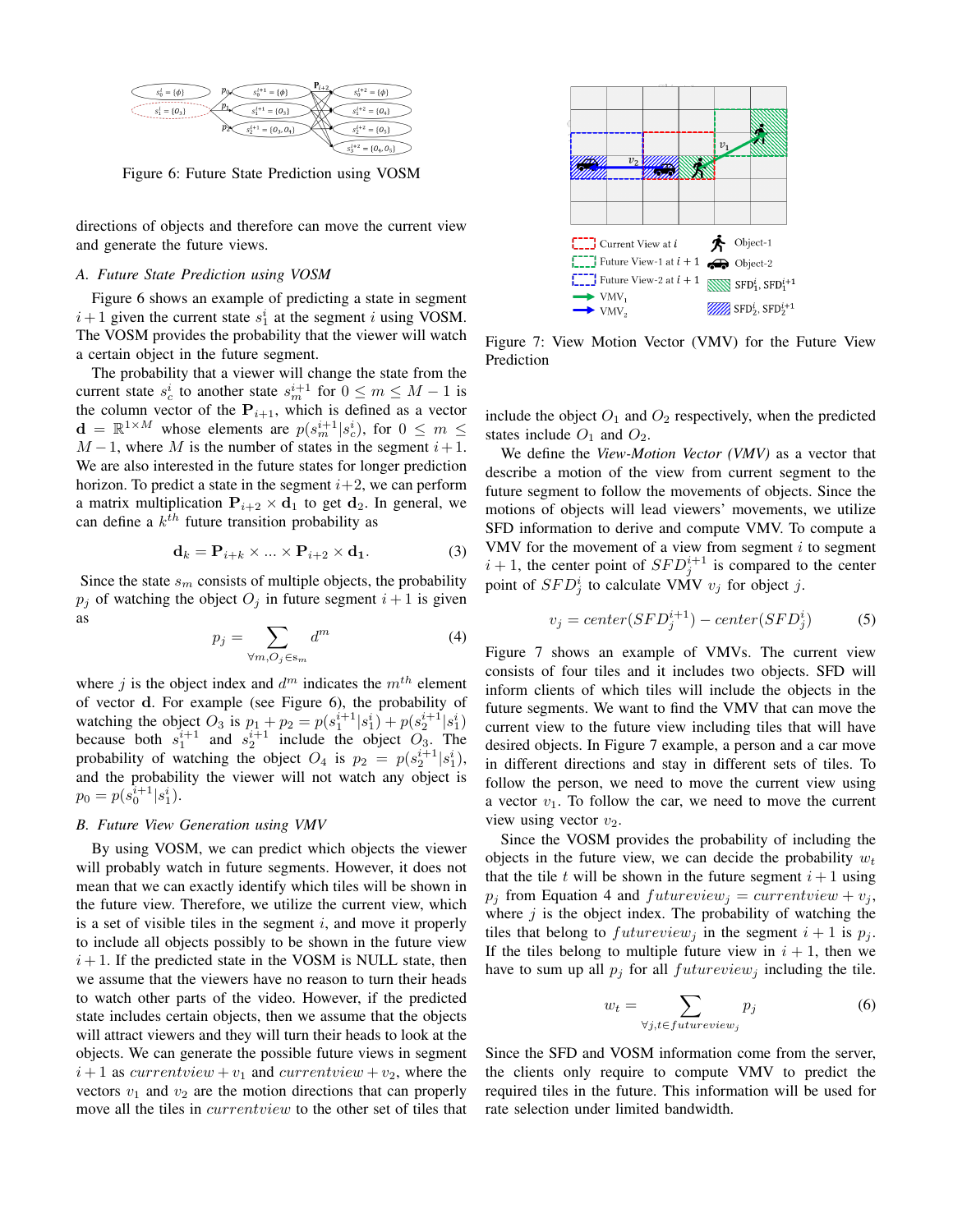Figure 6: Future State Prediction using VOSM

directions of objects and therefore can move the current view and generate the future views.

### A. Future State Prediction using VOSM

Figure 6 shows an example of predicting a state in segment $i+1$ given the current state $s_1^i$ at the segment $i$ using VOSM. The VOSM provides the probability that the viewer will watch a certain object in the future segment.

The probability that a viewer will change the state from the current state $s_c^i$ to another state $s_m^{i+1}$ for $0 \leq m \leq M-1$ is the column vector of the $\mathbf{P}_{i+1}$, which is defined as a vector $\mathbf{d} = \mathbb{R}^{1\times M}$ whose elements are $p(s_m^{i+1}|s_c^i)$, for $0 \leq m \leq M-1$, where $M$ is the number of states in the segment $i+1$. We are also interested in the future states for longer prediction horizon. To predict a state in the segment $i+2$, we can perform a matrix multiplication $\mathbf{P}_{i+2} \times \mathbf{d}_1$ to get $\mathbf{d}_2$. In general, we can define a $k^{th}$ future transition probability as

$$\mathbf{d}_k = \mathbf{P}_{i+k} \times ... \times \mathbf{P}_{i+2} \times \mathbf{d_1}. \tag{3}$$

Since the state $s_m$ consists of multiple objects, the probability $p_j$ of watching the object $O_j$ in future segment $i+1$ is given as

$$p_j = \sum_{\forall m, O_j \in s_m} d^m \tag{4}$$

where $j$ is the object index and $d^m$ indicates the $m^{th}$ element of vector $\mathbf{d}$. For example (see Figure 6), the probability of watching the object $O_3$ is $p_1 + p_2 = p(s_1^{i+1}|s_1^i) + p(s_2^{i+1}|s_1^i)$ because both $s_1^{i+1}$ and $s_2^{i+1}$ include the object $O_3$. The probability of watching the object $O_4$ is $p_2 = p(s_2^{i+1}|s_1^i)$, and the probability the viewer will not watch any object is $p_0 = p(s_0^{i+1}|s_1^i)$.

### B. Future View Generation using VMV

By using VOSM, we can predict which objects the viewer will probably watch in future segments. However, it does not mean that we can exactly identify which tiles will be shown in the future view. Therefore, we utilize the current view, which is a set of visible tiles in the segment $i$, and move it properly to include all objects possibly to be shown in the future view $i+1$. If the predicted state in the VOSM is NULL state, then we assume that the viewers have no reason to turn their heads to watch other parts of the video. However, if the predicted state includes certain objects, then we assume that the objects will attract viewers and they will turn their heads to look at the objects. We can generate the possible future views in segment $i+1$ as $currentview + v_1$ and $currentview + v_2$, where the vectors $v_1$ and $v_2$ are the motion directions that can properly move all the tiles in $currentview$ to the other set of tiles that include the object $O_1$ and $O_2$ respectively, when the predicted states include $O_1$ and $O_2$.

Figure 7: View Motion Vector (VMV) for the Future View Prediction

We define the *View-Motion Vector (VMV)* as a vector that describe a motion of the view from current segment to the future segment to follow the movements of objects. Since the motions of objects will lead viewers' movements, we utilize SFD information to derive and compute VMV. To compute a VMV for the movement of a view from segment $i$ to segment $i+1$, the center point of $SFD_j^{i+1}$ is compared to the center point of $SFD_j^i$ to calculate VMV $v_j$ for object $j$.

$$v_j = center(SFD_j^{i+1}) - center(SFD_j^i) \tag{5}$$

Figure 7 shows an example of VMVs. The current view consists of four tiles and it includes two objects. SFD will inform clients of which tiles will include the objects in the future segments. We want to find the VMV that can move the current view to the future view including tiles that will have desired objects. In Figure 7 example, a person and a car move in different directions and stay in different sets of tiles. To follow the person, we need to move the current view using a vector $v_1$. To follow the car, we need to move the current view using vector $v_2$.

Since the VOSM provides the probability of including the objects in the future view, we can decide the probability $w_t$ that the tile $t$ will be shown in the future segment $i+1$ using $p_j$ from Equation 4 and $futureview_j = currentview + v_j$, where $j$ is the object index. The probability of watching the tiles that belong to $futureview_j$ in the segment $i+1$ is $p_j$. If the tiles belong to multiple future view in $i+1$, then we have to sum up all $p_j$ for all $futureview_j$ including the tile.

$$w_t = \sum_{\forall j, t \in futureview_j} p_j \tag{6}$$

Since the SFD and VOSM information come from the server, the clients only require to compute VMV to predict the required tiles in the future. This information will be used for rate selection under limited bandwidth.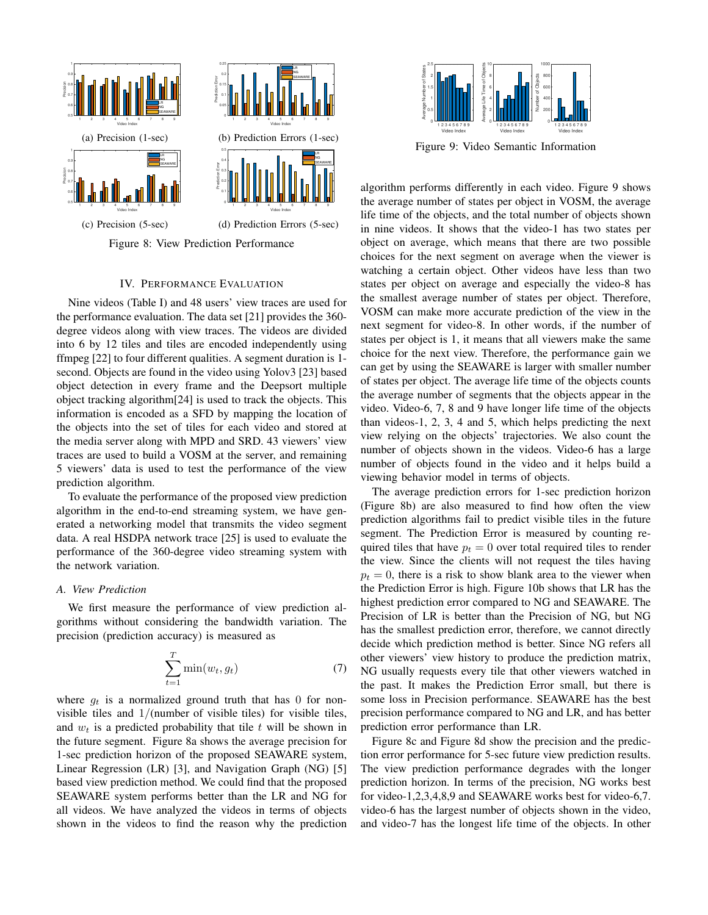(a) Precision (1-sec)

(b) Prediction Errors (1-sec)

(c) Precision (5-sec)

(d) Prediction Errors (5-sec)

Figure 8: View Prediction Performance

Figure 9: Video Semantic Information

## IV. Performance Evaluation

Nine videos (Table I) and 48 users' view traces are used for the performance evaluation. The data set [21] provides the 360-degree videos along with view traces. The videos are divided into 6 by 12 tiles and tiles are encoded independently using ffmpeg [22] to four different qualities. A segment duration is 1-second. Objects are found in the video using Yolov3 [23] based object detection in every frame and the Deepsort multiple object tracking algorithm[24] is used to track the objects. This information is encoded as a SFD by mapping the location of the objects into the set of tiles for each video and stored at the media server along with MPD and SRD. 43 viewers' view traces are used to build a VOSM at the server, and remaining 5 viewers' data is used to test the performance of the view prediction algorithm.

To evaluate the performance of the proposed view prediction algorithm in the end-to-end streaming system, we have generated a networking model that transmits the video segment data. A real HSDPA network trace [25] is used to evaluate the performance of the 360-degree video streaming system with the network variation.

### A. View Prediction

We first measure the performance of view prediction algorithms without considering the bandwidth variation. The precision (prediction accuracy) is measured as

$$\sum_{t=1}^{T} \min(w_t, g_t) \tag{7}$$

where $g_t$ is a normalized ground truth that has 0 for non-visible tiles and $1/(\text{number of visible tiles})$ for visible tiles, and $w_t$ is a predicted probability that tile $t$ will be shown in the future segment. Figure 8a shows the average precision for 1-sec prediction horizon of the proposed SEAWARE system, Linear Regression (LR) [3], and Navigation Graph (NG) [5] based view prediction method. We could find that the proposed SEAWARE system performs better than the LR and NG for all videos. We have analyzed the videos in terms of objects shown in the videos to find the reason why the prediction algorithm performs differently in each video. Figure 9 shows the average number of states per object in VOSM, the average life time of the objects, and the total number of objects shown in nine videos. It shows that the video-1 has two states per object on average, which means that there are two possible choices for the next segment on average when the viewer is watching a certain object. Other videos have less than two states per object on average and especially the video-8 has the smallest average number of states per object. Therefore, VOSM can make more accurate prediction of the view in the next segment for video-8. In other words, if the number of states per object is 1, it means that all viewers make the same choice for the next view. Therefore, the performance gain we can get by using the SEAWARE is larger with smaller number of states per object. The average life time of the objects counts the average number of segments that the objects appear in the video. Video-6, 7, 8 and 9 have longer life time of the objects than videos-1, 2, 3, 4 and 5, which helps predicting the next view relying on the objects' trajectories. We also count the number of objects shown in the videos. Video-6 has a large number of objects found in the video and it helps build a viewing behavior model in terms of objects.

The average prediction errors for 1-sec prediction horizon (Figure 8b) are also measured to find how often the view prediction algorithms fail to predict visible tiles in the future segment. The Prediction Error is measured by counting required tiles that have $p_t = 0$ over total required tiles to render the view. Since the clients will not request the tiles having $p_t = 0$, there is a risk to show blank area to the viewer when the Prediction Error is high. Figure 10b shows that LR has the highest prediction error compared to NG and SEAWARE. The Precision of LR is better than the Precision of NG, but NG has the smallest prediction error, therefore, we cannot directly decide which prediction method is better. Since NG refers all other viewers' view history to produce the prediction matrix, NG usually requests every tile that other viewers watched in the past. It makes the Prediction Error small, but there is some loss in Precision performance. SEAWARE has the best precision performance compared to NG and LR, and has better prediction error performance than LR.

Figure 8c and Figure 8d show the precision and the prediction error performance for 5-sec future view prediction results. The view prediction performance degrades with the longer prediction horizon. In terms of the precision, NG works best for video-1,2,3,4,8,9 and SEAWARE works best for video-6,7. video-6 has the largest number of objects shown in the video, and video-7 has the longest life time of the objects. In other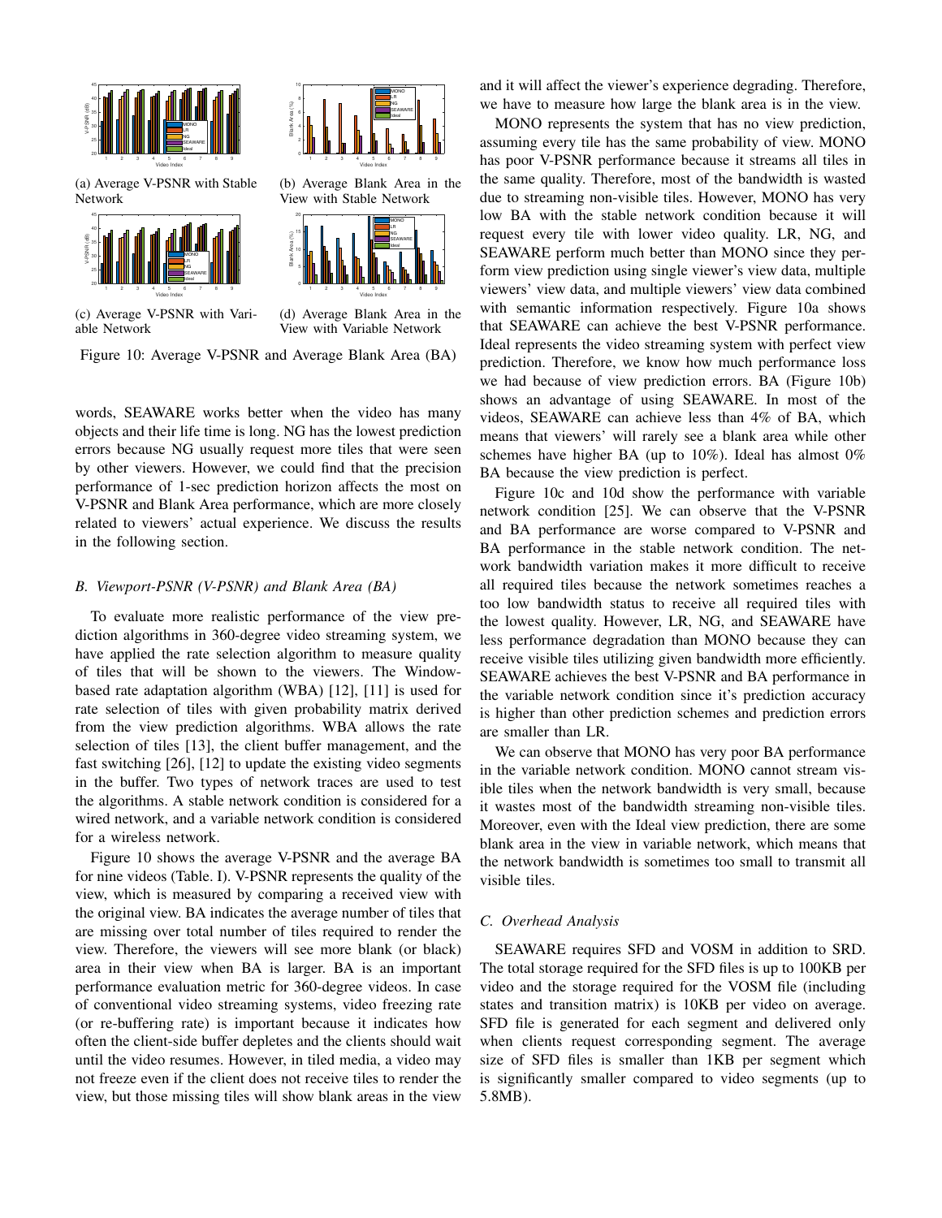(a) Average V-PSNR with Stable Network

(b) Average Blank Area in the View with Stable Network

(c) Average V-PSNR with Variable Network

(d) Average Blank Area in the View with Variable Network

Figure 10: Average V-PSNR and Average Blank Area (BA)

words, SEAWARE works better when the video has many objects and their life time is long. NG has the lowest prediction errors because NG usually request more tiles that were seen by other viewers. However, we could find that the precision performance of 1-sec prediction horizon affects the most on V-PSNR and Blank Area performance, which are more closely related to viewers' actual experience. We discuss the results in the following section.

### *B. Viewport-PSNR (V-PSNR) and Blank Area (BA)*

To evaluate more realistic performance of the view prediction algorithms in 360-degree video streaming system, we have applied the rate selection algorithm to measure quality of tiles that will be shown to the viewers. The Window-based rate adaptation algorithm (WBA) [12], [11] is used for rate selection of tiles with given probability matrix derived from the view prediction algorithms. WBA allows the rate selection of tiles [13], the client buffer management, and the fast switching [26], [12] to update the existing video segments in the buffer. Two types of network traces are used to test the algorithms. A stable network condition is considered for a wired network, and a variable network condition is considered for a wireless network.

Figure 10 shows the average V-PSNR and the average BA for nine videos (Table. I). V-PSNR represents the quality of the view, which is measured by comparing a received view with the original view. BA indicates the average number of tiles that are missing over total number of tiles required to render the view. Therefore, the viewers will see more blank (or black) area in their view when BA is larger. BA is an important performance evaluation metric for 360-degree videos. In case of conventional video streaming systems, video freezing rate (or re-buffering rate) is important because it indicates how often the client-side buffer depletes and the clients should wait until the video resumes. However, in tiled media, a video may not freeze even if the client does not receive tiles to render the view, but those missing tiles will show blank areas in the view and it will affect the viewer's experience degrading. Therefore, we have to measure how large the blank area is in the view.

MONO represents the system that has no view prediction, assuming every tile has the same probability of view. MONO has poor V-PSNR performance because it streams all tiles in the same quality. Therefore, most of the bandwidth is wasted due to streaming non-visible tiles. However, MONO has very low BA with the stable network condition because it will request every tile with lower video quality. LR, NG, and SEAWARE perform much better than MONO since they perform view prediction using single viewer's view data, multiple viewers' view data, and multiple viewers' view data combined with semantic information respectively. Figure 10a shows that SEAWARE can achieve the best V-PSNR performance. Ideal represents the video streaming system with perfect view prediction. Therefore, we know how much performance loss we had because of view prediction errors. BA (Figure 10b) shows an advantage of using SEAWARE. In most of the videos, SEAWARE can achieve less than 4% of BA, which means that viewers' will rarely see a blank area while other schemes have higher BA (up to 10%). Ideal has almost 0% BA because the view prediction is perfect.

Figure 10c and 10d show the performance with variable network condition [25]. We can observe that the V-PSNR and BA performance are worse compared to V-PSNR and BA performance in the stable network condition. The network bandwidth variation makes it more difficult to receive all required tiles because the network sometimes reaches a too low bandwidth status to receive all required tiles with the lowest quality. However, LR, NG, and SEAWARE have less performance degradation than MONO because they can receive visible tiles utilizing given bandwidth more efficiently. SEAWARE achieves the best V-PSNR and BA performance in the variable network condition since it's prediction accuracy is higher than other prediction schemes and prediction errors are smaller than LR.

We can observe that MONO has very poor BA performance in the variable network condition. MONO cannot stream visible tiles when the network bandwidth is very small, because it wastes most of the bandwidth streaming non-visible tiles. Moreover, even with the Ideal view prediction, there are some blank area in the view in variable network, which means that the network bandwidth is sometimes too small to transmit all visible tiles.

### *C. Overhead Analysis*

SEAWARE requires SFD and VOSM in addition to SRD. The total storage required for the SFD files is up to 100KB per video and the storage required for the VOSM file (including states and transition matrix) is 10KB per video on average. SFD file is generated for each segment and delivered only when clients request corresponding segment. The average size of SFD files is smaller than 1KB per segment which is significantly smaller compared to video segments (up to 5.8MB).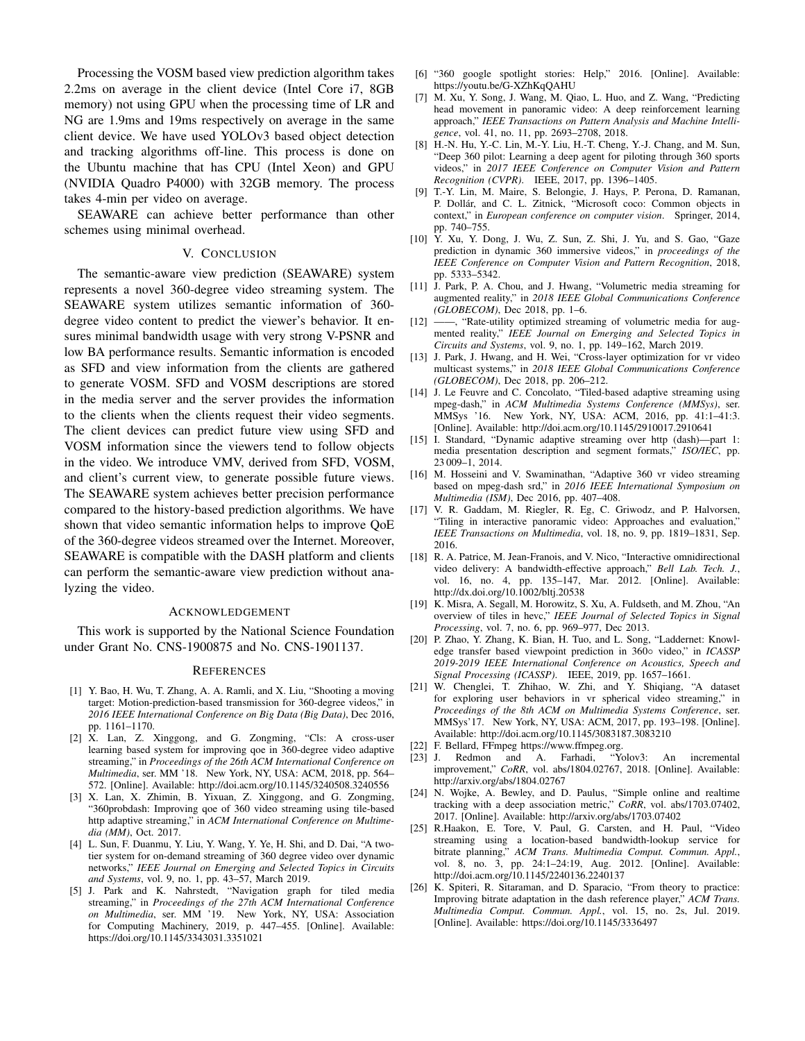Processing the VOSM based view prediction algorithm takes 2.2ms on average in the client device (Intel Core i7, 8GB memory) not using GPU when the processing time of LR and NG are 1.9ms and 19ms respectively on average in the same client device. We have used YOLOv3 based object detection and tracking algorithms off-line. This process is done on the Ubuntu machine that has CPU (Intel Xeon) and GPU (NVIDIA Quadro P4000) with 32GB memory. The process takes 4-min per video on average.

SEAWARE can achieve better performance than other schemes using minimal overhead.

## V. Conclusion

The semantic-aware view prediction (SEAWARE) system represents a novel 360-degree video streaming system. The SEAWARE system utilizes semantic information of 360-degree video content to predict the viewer's behavior. It ensures minimal bandwidth usage with very strong V-PSNR and low BA performance results. Semantic information is encoded as SFD and view information from the clients are gathered to generate VOSM. SFD and VOSM descriptions are stored in the media server and the server provides the information to the clients when the clients request their video segments. The client devices can predict future view using SFD and VOSM information since the viewers tend to follow objects in the video. We introduce VMV, derived from SFD, VOSM, and client's current view, to generate possible future views. The SEAWARE system achieves better precision performance compared to the history-based prediction algorithms. We have shown that video semantic information helps to improve QoE of the 360-degree videos streamed over the Internet. Moreover, SEAWARE is compatible with the DASH platform and clients can perform the semantic-aware view prediction without analyzing the video.

## Acknowledgement

This work is supported by the National Science Foundation under Grant No. CNS-1900875 and No. CNS-1901137.

## References

[1] Y. Bao, H. Wu, T. Zhang, A. A. Ramli, and X. Liu, "Shooting a moving target: Motion-prediction-based transmission for 360-degree videos," in *2016 IEEE International Conference on Big Data (Big Data)*, Dec 2016, pp. 1161–1170.

[2] X. Lan, Z. Xinggong, and G. Zongming, "Cls: A cross-user learning based system for improving qoe in 360-degree video adaptive streaming," in *Proceedings of the 26th ACM International Conference on Multimedia*, ser. MM '18. New York, NY, USA: ACM, 2018, pp. 564–572. [Online]. Available: http://doi.acm.org/10.1145/3240508.3240556

[3] X. Lan, X. Zhimin, B. Yixuan, Z. Xinggong, and G. Zongming, "360probdash: Improving qoe of 360 video streaming using tile-based http adaptive streaming," in *ACM International Conference on Multimedia (MM)*, Oct. 2017.

[4] L. Sun, F. Duanmu, Y. Liu, Y. Wang, Y. Ye, H. Shi, and D. Dai, "A two-tier system for on-demand streaming of 360 degree video over dynamic networks," *IEEE Journal on Emerging and Selected Topics in Circuits and Systems*, vol. 9, no. 1, pp. 43–57, March 2019.

[5] J. Park and K. Nahrstedt, "Navigation graph for tiled media streaming," in *Proceedings of the 27th ACM International Conference on Multimedia*, ser. MM '19. New York, NY, USA: Association for Computing Machinery, 2019, p. 447–455. [Online]. Available: https://doi.org/10.1145/3343031.3351021

[6] "360 google spotlight stories: Help," 2016. [Online]. Available: https://youtu.be/G-XZhKqQAHU

[7] M. Xu, Y. Song, J. Wang, M. Qiao, L. Huo, and Z. Wang, "Predicting head movement in panoramic video: A deep reinforcement learning approach," *IEEE Transactions on Pattern Analysis and Machine Intelligence*, vol. 41, no. 11, pp. 2693–2708, 2018.

[8] H.-N. Hu, Y.-C. Lin, M.-Y. Liu, H.-T. Cheng, Y.-J. Chang, and M. Sun, "Deep 360 pilot: Learning a deep agent for piloting through 360 sports videos," in *2017 IEEE Conference on Computer Vision and Pattern Recognition (CVPR)*. IEEE, 2017, pp. 1396–1405.

[9] T.-Y. Lin, M. Maire, S. Belongie, J. Hays, P. Perona, D. Ramanan, P. Dollár, and C. L. Zitnick, "Microsoft coco: Common objects in context," in *European conference on computer vision*. Springer, 2014, pp. 740–755.

[10] Y. Xu, Y. Dong, J. Wu, Z. Sun, Z. Shi, J. Yu, and S. Gao, "Gaze prediction in dynamic 360 immersive videos," in *proceedings of the IEEE Conference on Computer Vision and Pattern Recognition*, 2018, pp. 5333–5342.

[11] J. Park, P. A. Chou, and J. Hwang, "Volumetric media streaming for augmented reality," in *2018 IEEE Global Communications Conference (GLOBECOM)*, Dec 2018, pp. 1–6.

[12] ——, "Rate-utility optimized streaming of volumetric media for augmented reality," *IEEE Journal on Emerging and Selected Topics in Circuits and Systems*, vol. 9, no. 1, pp. 149–162, March 2019.

[13] J. Park, J. Hwang, and H. Wei, "Cross-layer optimization for vr video multicast systems," in *2018 IEEE Global Communications Conference (GLOBECOM)*, Dec 2018, pp. 206–212.

[14] J. Le Feuvre and C. Concolato, "Tiled-based adaptive streaming using mpeg-dash," in *ACM Multimedia Systems Conference (MMSys)*, ser. MMSys '16. New York, NY, USA: ACM, 2016, pp. 41:1–41:3. [Online]. Available: http://doi.acm.org/10.1145/2910017.2910641

[15] I. Standard, "Dynamic adaptive streaming over http (dash)—part 1: media presentation description and segment formats," *ISO/IEC*, pp. 23 009–1, 2014.

[16] M. Hosseini and V. Swaminathan, "Adaptive 360 vr video streaming based on mpeg-dash srd," in *2016 IEEE International Symposium on Multimedia (ISM)*, Dec 2016, pp. 407–408.

[17] V. R. Gaddam, M. Riegler, R. Eg, C. Griwodz, and P. Halvorsen, "Tiling in interactive panoramic video: Approaches and evaluation," *IEEE Transactions on Multimedia*, vol. 18, no. 9, pp. 1819–1831, Sep. 2016.

[18] R. A. Patrice, M. Jean-Franois, and V. Nico, "Interactive omnidirectional video delivery: A bandwidth-effective approach," *Bell Lab. Tech. J.*, vol. 16, no. 4, pp. 135–147, Mar. 2012. [Online]. Available: http://dx.doi.org/10.1002/bltj.20538

[19] K. Misra, A. Segall, M. Horowitz, S. Xu, A. Fuldseth, and M. Zhou, "An overview of tiles in hevc," *IEEE Journal of Selected Topics in Signal Processing*, vol. 7, no. 6, pp. 969–977, Dec 2013.

[20] P. Zhao, Y. Zhang, K. Bian, H. Tuo, and L. Song, "Laddernet: Knowledge transfer based viewpoint prediction in 360∘ video," in *ICASSP 2019-2019 IEEE International Conference on Acoustics, Speech and Signal Processing (ICASSP)*. IEEE, 2019, pp. 1657–1661.

[21] W. Chenglei, T. Zhihao, W. Zhi, and Y. Shiqiang, "A dataset for exploring user behaviors in vr spherical video streaming," in *Proceedings of the 8th ACM on Multimedia Systems Conference*, ser. MMSys'17. New York, NY, USA: ACM, 2017, pp. 193–198. [Online]. Available: http://doi.acm.org/10.1145/3083187.3083210

[22] F. Bellard, FFmpeg https://www.ffmpeg.org.

[23] J. Redmon and A. Farhadi, "Yolov3: An incremental improvement," *CoRR*, vol. abs/1804.02767, 2018. [Online]. Available: http://arxiv.org/abs/1804.02767

[24] N. Wojke, A. Bewley, and D. Paulus, "Simple online and realtime tracking with a deep association metric," *CoRR*, vol. abs/1703.07402, 2017. [Online]. Available: http://arxiv.org/abs/1703.07402

[25] R.Haakon, E. Tore, V. Paul, G. Carsten, and H. Paul, "Video streaming using a location-based bandwidth-lookup service for bitrate planning," *ACM Trans. Multimedia Comput. Commun. Appl.*, vol. 8, no. 3, pp. 24:1–24:19, Aug. 2012. [Online]. Available: http://doi.acm.org/10.1145/2240136.2240137

[26] K. Spiteri, R. Sitaraman, and D. Sparacio, "From theory to practice: Improving bitrate adaptation in the dash reference player," *ACM Trans. Multimedia Comput. Commun. Appl.*, vol. 15, no. 2s, Jul. 2019. [Online]. Available: https://doi.org/10.1145/3336497